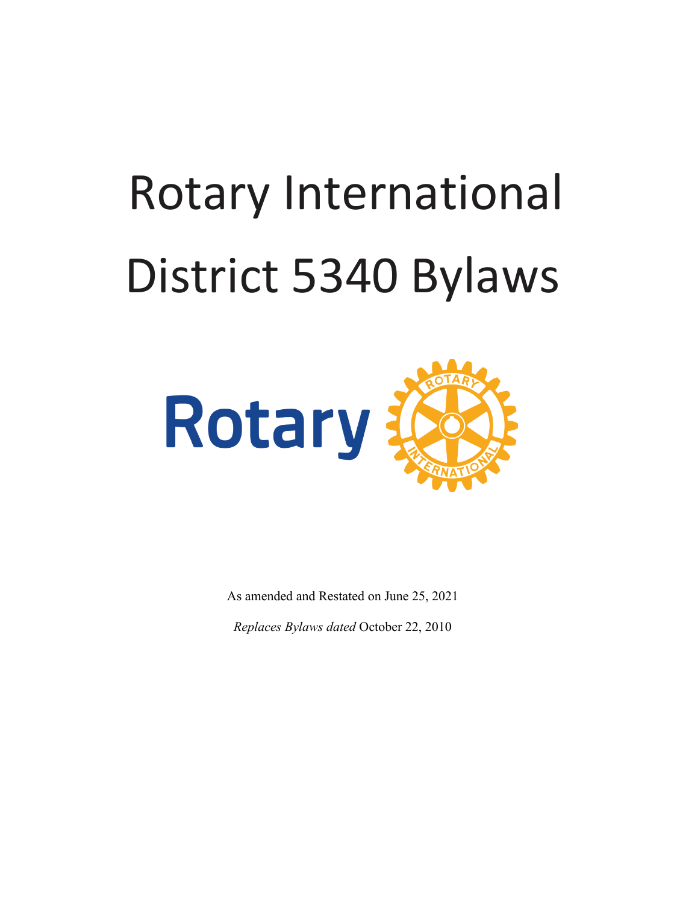# Rotary International District 5340 Bylaws

As amended and Restated on June 25, 2021

*Replaces Bylaws dated* October 22, 2010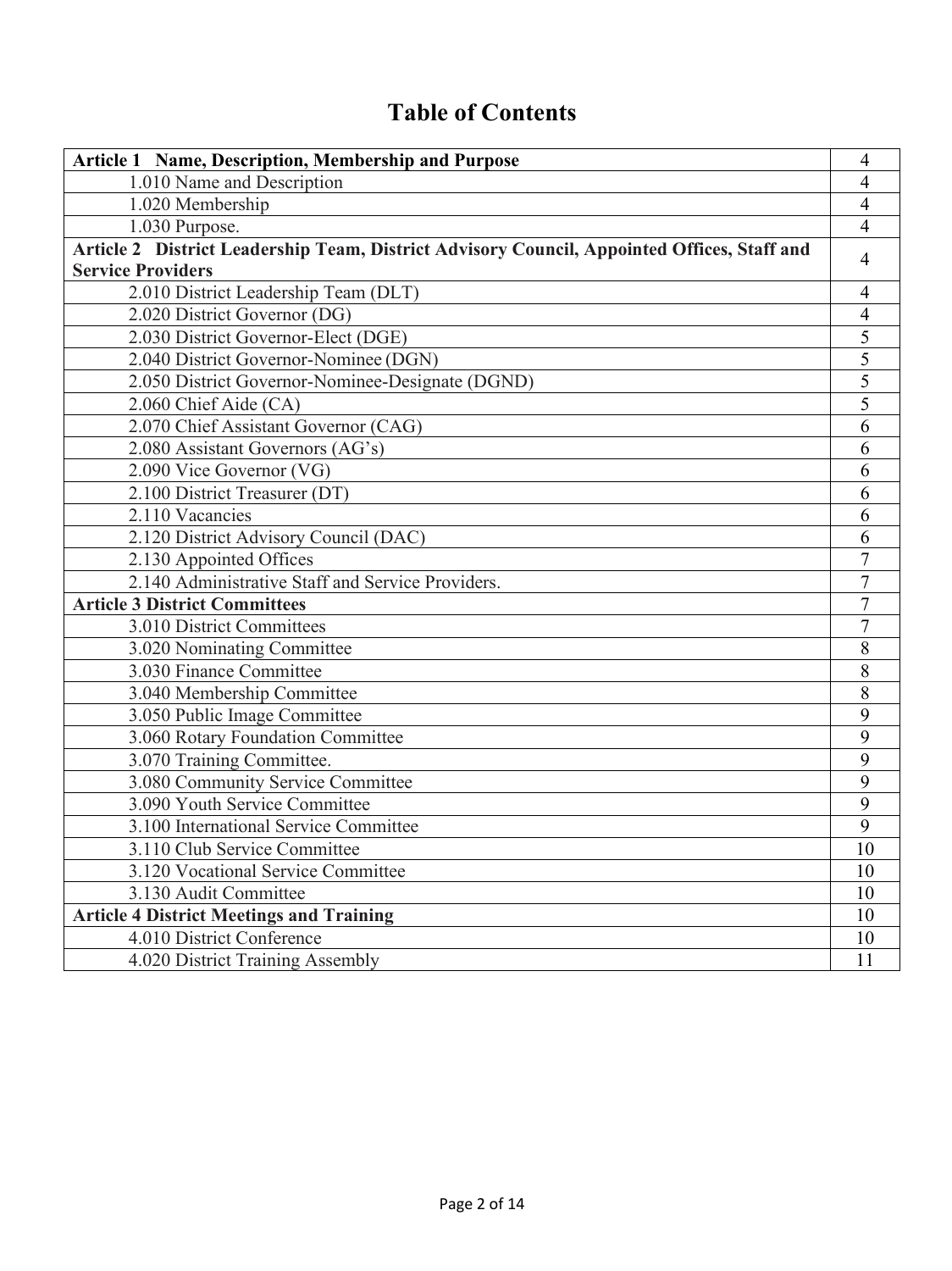# Table of Contents

| | |
|---|---|
| **Article 1 Name, Description, Membership and Purpose** | 4 |
| 1.010 Name and Description | 4 |
| 1.020 Membership | 4 |
| 1.030 Purpose. | 4 |
| **Article 2 District Leadership Team, District Advisory Council, Appointed Offices, Staff and Service Providers** | 4 |
| 2.010 District Leadership Team (DLT) | 4 |
| 2.020 District Governor (DG) | 4 |
| 2.030 District Governor-Elect (DGE) | 5 |
| 2.040 District Governor-Nominee (DGN) | 5 |
| 2.050 District Governor-Nominee-Designate (DGND) | 5 |
| 2.060 Chief Aide (CA) | 5 |
| 2.070 Chief Assistant Governor (CAG) | 6 |
| 2.080 Assistant Governors (AG's) | 6 |
| 2.090 Vice Governor (VG) | 6 |
| 2.100 District Treasurer (DT) | 6 |
| 2.110 Vacancies | 6 |
| 2.120 District Advisory Council (DAC) | 6 |
| 2.130 Appointed Offices | 7 |
| 2.140 Administrative Staff and Service Providers. | 7 |
| **Article 3 District Committees** | 7 |
| 3.010 District Committees | 7 |
| 3.020 Nominating Committee | 8 |
| 3.030 Finance Committee | 8 |
| 3.040 Membership Committee | 8 |
| 3.050 Public Image Committee | 9 |
| 3.060 Rotary Foundation Committee | 9 |
| 3.070 Training Committee. | 9 |
| 3.080 Community Service Committee | 9 |
| 3.090 Youth Service Committee | 9 |
| 3.100 International Service Committee | 9 |
| 3.110 Club Service Committee | 10 |
| 3.120 Vocational Service Committee | 10 |
| 3.130 Audit Committee | 10 |
| **Article 4 District Meetings and Training** | 10 |
| 4.010 District Conference | 10 |
| 4.020 District Training Assembly | 11 |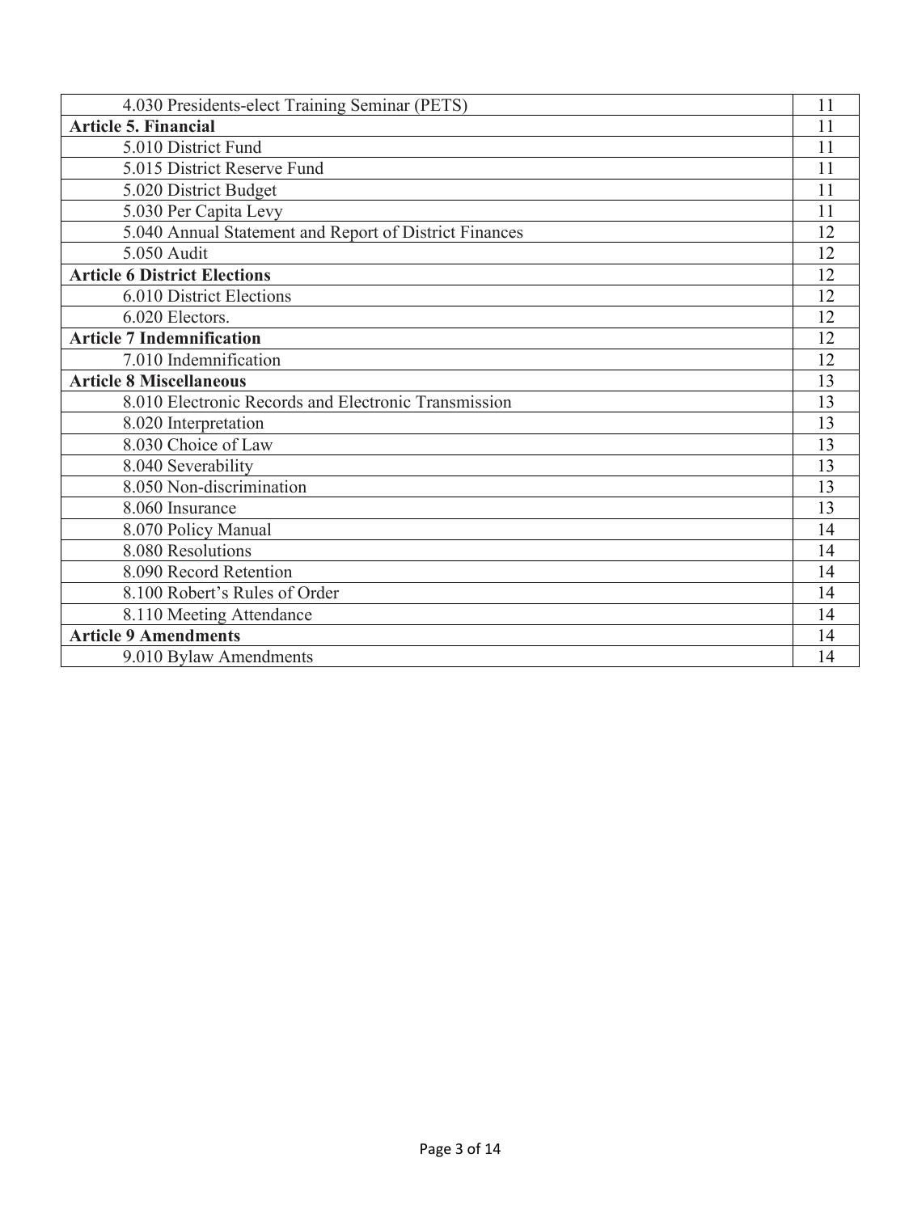| | |
|---|---|
| 4.030 Presidents-elect Training Seminar (PETS) | 11 |
| **Article 5. Financial** | 11 |
| 5.010 District Fund | 11 |
| 5.015 District Reserve Fund | 11 |
| 5.020 District Budget | 11 |
| 5.030 Per Capita Levy | 11 |
| 5.040 Annual Statement and Report of District Finances | 12 |
| 5.050 Audit | 12 |
| **Article 6 District Elections** | 12 |
| 6.010 District Elections | 12 |
| 6.020 Electors. | 12 |
| **Article 7 Indemnification** | 12 |
| 7.010 Indemnification | 12 |
| **Article 8 Miscellaneous** | 13 |
| 8.010 Electronic Records and Electronic Transmission | 13 |
| 8.020 Interpretation | 13 |
| 8.030 Choice of Law | 13 |
| 8.040 Severability | 13 |
| 8.050 Non-discrimination | 13 |
| 8.060 Insurance | 13 |
| 8.070 Policy Manual | 14 |
| 8.080 Resolutions | 14 |
| 8.090 Record Retention | 14 |
| 8.100 Robert's Rules of Order | 14 |
| 8.110 Meeting Attendance | 14 |
| **Article 9 Amendments** | 14 |
| 9.010 Bylaw Amendments | 14 |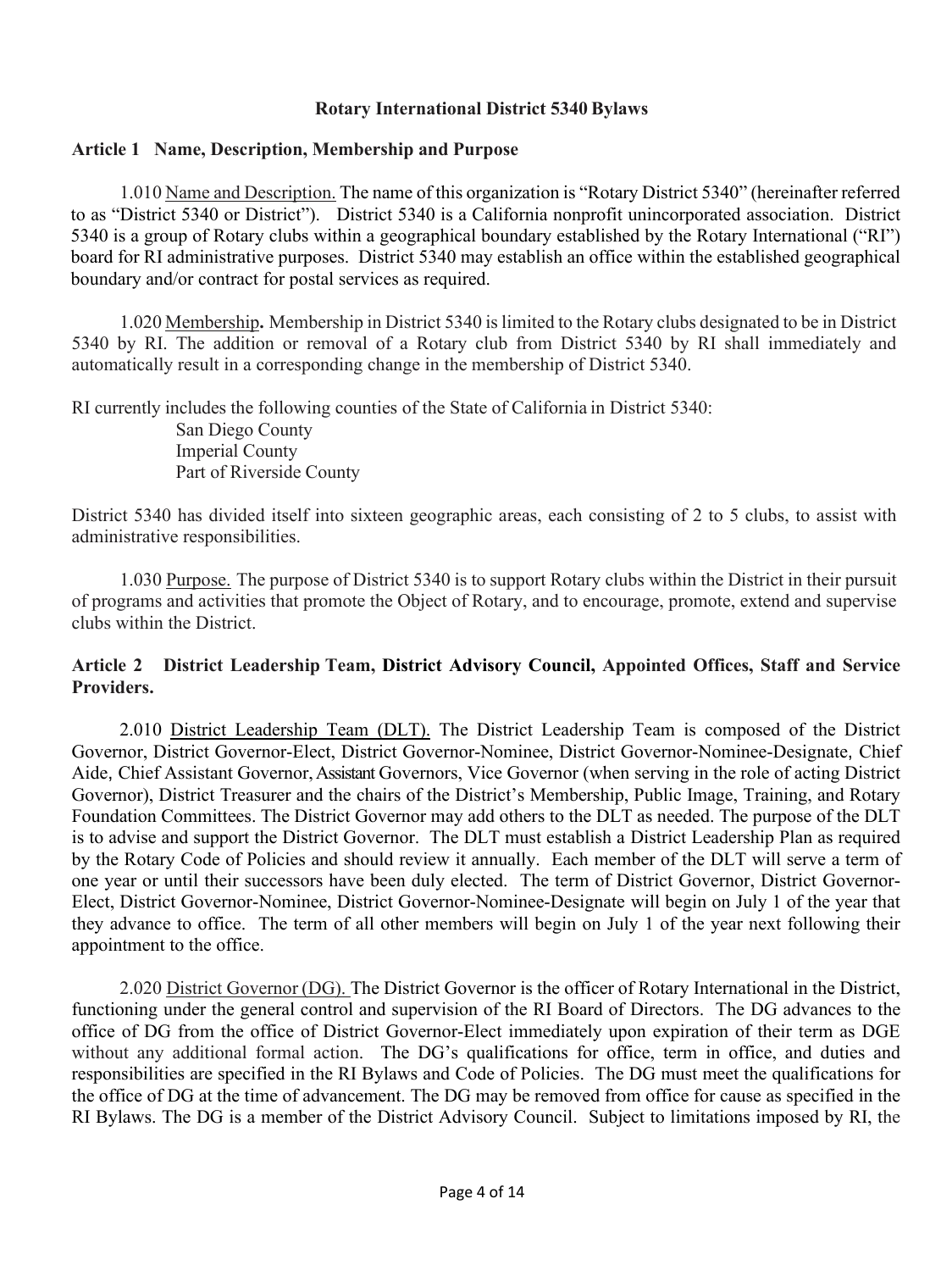# Rotary International District 5340 Bylaws

## Article 1 Name, Description, Membership and Purpose

1.010 Name and Description. The name of this organization is "Rotary District 5340" (hereinafter referred to as "District 5340 or District"). District 5340 is a California nonprofit unincorporated association. District 5340 is a group of Rotary clubs within a geographical boundary established by the Rotary International ("RI") board for RI administrative purposes. District 5340 may establish an office within the established geographical boundary and/or contract for postal services as required.

1.020 Membership**.** Membership in District 5340 is limited to the Rotary clubs designated to be in District 5340 by RI. The addition or removal of a Rotary club from District 5340 by RI shall immediately and automatically result in a corresponding change in the membership of District 5340.

RI currently includes the following counties of the State of California in District 5340:

- San Diego County
- Imperial County
- Part of Riverside County

District 5340 has divided itself into sixteen geographic areas, each consisting of 2 to 5 clubs, to assist with administrative responsibilities.

1.030 Purpose. The purpose of District 5340 is to support Rotary clubs within the District in their pursuit of programs and activities that promote the Object of Rotary, and to encourage, promote, extend and supervise clubs within the District.

## Article 2 District Leadership Team, District Advisory Council, Appointed Offices, Staff and Service Providers.

2.010 District Leadership Team (DLT). The District Leadership Team is composed of the District Governor, District Governor-Elect, District Governor-Nominee, District Governor-Nominee-Designate, Chief Aide, Chief Assistant Governor, Assistant Governors, Vice Governor (when serving in the role of acting District Governor), District Treasurer and the chairs of the District's Membership, Public Image, Training, and Rotary Foundation Committees. The District Governor may add others to the DLT as needed. The purpose of the DLT is to advise and support the District Governor. The DLT must establish a District Leadership Plan as required by the Rotary Code of Policies and should review it annually. Each member of the DLT will serve a term of one year or until their successors have been duly elected. The term of District Governor, District Governor-Elect, District Governor-Nominee, District Governor-Nominee-Designate will begin on July 1 of the year that they advance to office. The term of all other members will begin on July 1 of the year next following their appointment to the office.

2.020 District Governor (DG). The District Governor is the officer of Rotary International in the District, functioning under the general control and supervision of the RI Board of Directors. The DG advances to the office of DG from the office of District Governor-Elect immediately upon expiration of their term as DGE without any additional formal action. The DG's qualifications for office, term in office, and duties and responsibilities are specified in the RI Bylaws and Code of Policies. The DG must meet the qualifications for the office of DG at the time of advancement. The DG may be removed from office for cause as specified in the RI Bylaws. The DG is a member of the District Advisory Council. Subject to limitations imposed by RI, the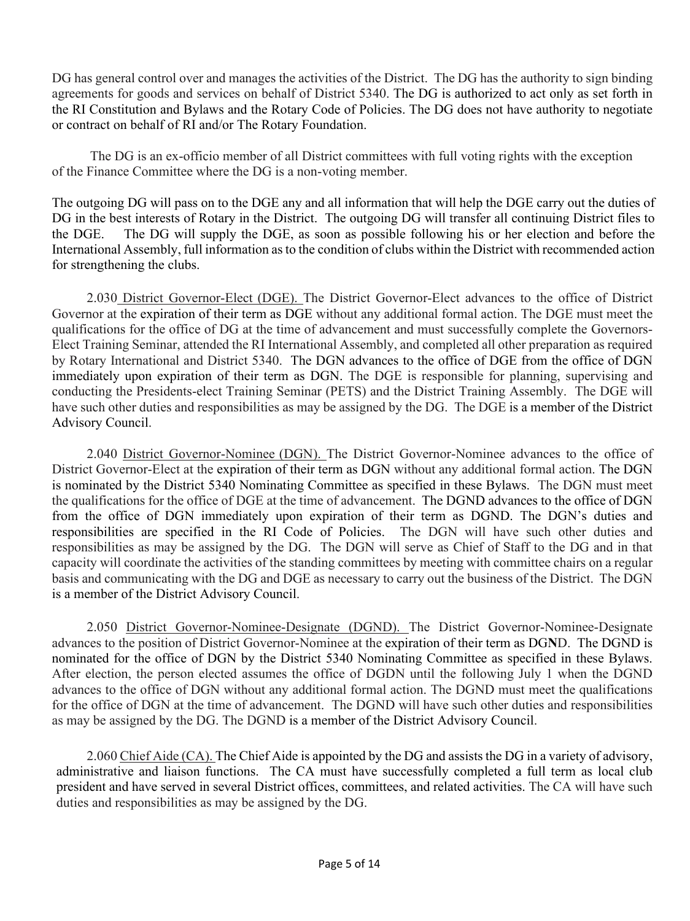DG has general control over and manages the activities of the District. The DG has the authority to sign binding agreements for goods and services on behalf of District 5340. The DG is authorized to act only as set forth in the RI Constitution and Bylaws and the Rotary Code of Policies. The DG does not have authority to negotiate or contract on behalf of RI and/or The Rotary Foundation.

The DG is an ex-officio member of all District committees with full voting rights with the exception of the Finance Committee where the DG is a non-voting member.

The outgoing DG will pass on to the DGE any and all information that will help the DGE carry out the duties of DG in the best interests of Rotary in the District. The outgoing DG will transfer all continuing District files to the DGE. The DG will supply the DGE, as soon as possible following his or her election and before the International Assembly, full information as to the condition of clubs within the District with recommended action for strengthening the clubs.

2.030 <u>District Governor-Elect (DGE).</u> The District Governor-Elect advances to the office of District Governor at the expiration of their term as DGE without any additional formal action. The DGE must meet the qualifications for the office of DG at the time of advancement and must successfully complete the Governors-Elect Training Seminar, attended the RI International Assembly, and completed all other preparation as required by Rotary International and District 5340. The DGN advances to the office of DGE from the office of DGN immediately upon expiration of their term as DGN. The DGE is responsible for planning, supervising and conducting the Presidents-elect Training Seminar (PETS) and the District Training Assembly. The DGE will have such other duties and responsibilities as may be assigned by the DG. The DGE is a member of the District Advisory Council.

2.040 <u>District Governor-Nominee (DGN).</u> The District Governor-Nominee advances to the office of District Governor-Elect at the expiration of their term as DGN without any additional formal action. The DGN is nominated by the District 5340 Nominating Committee as specified in these Bylaws. The DGN must meet the qualifications for the office of DGE at the time of advancement. The DGND advances to the office of DGN from the office of DGN immediately upon expiration of their term as DGND. The DGN's duties and responsibilities are specified in the RI Code of Policies. The DGN will have such other duties and responsibilities as may be assigned by the DG. The DGN will serve as Chief of Staff to the DG and in that capacity will coordinate the activities of the standing committees by meeting with committee chairs on a regular basis and communicating with the DG and DGE as necessary to carry out the business of the District. The DGN is a member of the District Advisory Council.

2.050 <u>District Governor-Nominee-Designate (DGND).</u> The District Governor-Nominee-Designate advances to the position of District Governor-Nominee at the expiration of their term as DGND. The DGND is nominated for the office of DGN by the District 5340 Nominating Committee as specified in these Bylaws. After election, the person elected assumes the office of DGDN until the following July 1 when the DGND advances to the office of DGN without any additional formal action. The DGND must meet the qualifications for the office of DGN at the time of advancement. The DGND will have such other duties and responsibilities as may be assigned by the DG. The DGND is a member of the District Advisory Council.

2.060 <u>Chief Aide (CA).</u> The Chief Aide is appointed by the DG and assists the DG in a variety of advisory, administrative and liaison functions. The CA must have successfully completed a full term as local club president and have served in several District offices, committees, and related activities. The CA will have such duties and responsibilities as may be assigned by the DG.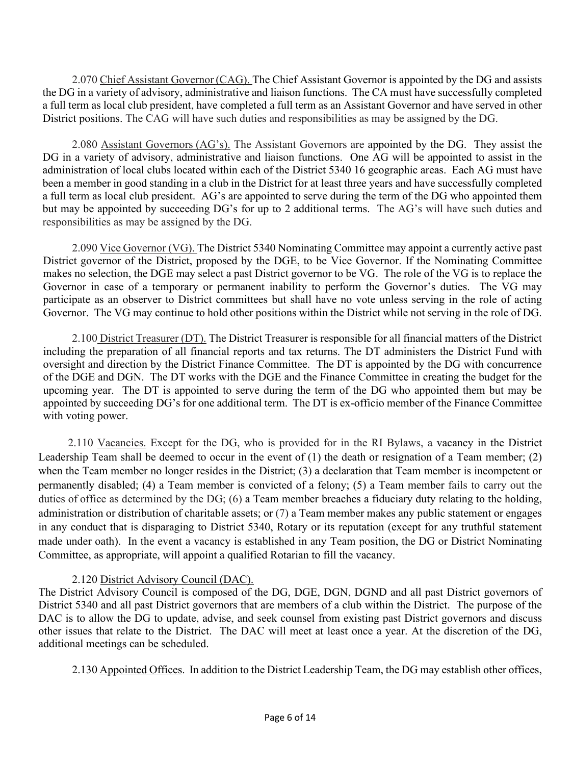2.070 <u>Chief Assistant Governor (CAG).</u> The Chief Assistant Governor is appointed by the DG and assists the DG in a variety of advisory, administrative and liaison functions. The CA must have successfully completed a full term as local club president, have completed a full term as an Assistant Governor and have served in other District positions. The CAG will have such duties and responsibilities as may be assigned by the DG.

2.080 <u>Assistant Governors (AG's).</u> The Assistant Governors are appointed by the DG. They assist the DG in a variety of advisory, administrative and liaison functions. One AG will be appointed to assist in the administration of local clubs located within each of the District 5340 16 geographic areas. Each AG must have been a member in good standing in a club in the District for at least three years and have successfully completed a full term as local club president. AG's are appointed to serve during the term of the DG who appointed them but may be appointed by succeeding DG's for up to 2 additional terms. The AG's will have such duties and responsibilities as may be assigned by the DG.

2.090 <u>Vice Governor (VG).</u> The District 5340 Nominating Committee may appoint a currently active past District governor of the District, proposed by the DGE, to be Vice Governor. If the Nominating Committee makes no selection, the DGE may select a past District governor to be VG. The role of the VG is to replace the Governor in case of a temporary or permanent inability to perform the Governor's duties. The VG may participate as an observer to District committees but shall have no vote unless serving in the role of acting Governor. The VG may continue to hold other positions within the District while not serving in the role of DG.

2.100 <u>District Treasurer (DT).</u> The District Treasurer is responsible for all financial matters of the District including the preparation of all financial reports and tax returns. The DT administers the District Fund with oversight and direction by the District Finance Committee. The DT is appointed by the DG with concurrence of the DGE and DGN. The DT works with the DGE and the Finance Committee in creating the budget for the upcoming year. The DT is appointed to serve during the term of the DG who appointed them but may be appointed by succeeding DG's for one additional term. The DT is ex-officio member of the Finance Committee with voting power.

2.110 <u>Vacancies.</u> Except for the DG, who is provided for in the RI Bylaws, a vacancy in the District Leadership Team shall be deemed to occur in the event of (1) the death or resignation of a Team member; (2) when the Team member no longer resides in the District; (3) a declaration that Team member is incompetent or permanently disabled; (4) a Team member is convicted of a felony; (5) a Team member fails to carry out the duties of office as determined by the DG; (6) a Team member breaches a fiduciary duty relating to the holding, administration or distribution of charitable assets; or (7) a Team member makes any public statement or engages in any conduct that is disparaging to District 5340, Rotary or its reputation (except for any truthful statement made under oath). In the event a vacancy is established in any Team position, the DG or District Nominating Committee, as appropriate, will appoint a qualified Rotarian to fill the vacancy.

2.120 <u>District Advisory Council (DAC).</u>

The District Advisory Council is composed of the DG, DGE, DGN, DGND and all past District governors of District 5340 and all past District governors that are members of a club within the District. The purpose of the DAC is to allow the DG to update, advise, and seek counsel from existing past District governors and discuss other issues that relate to the District. The DAC will meet at least once a year. At the discretion of the DG, additional meetings can be scheduled.

2.130 <u>Appointed Offices</u>. In addition to the District Leadership Team, the DG may establish other offices,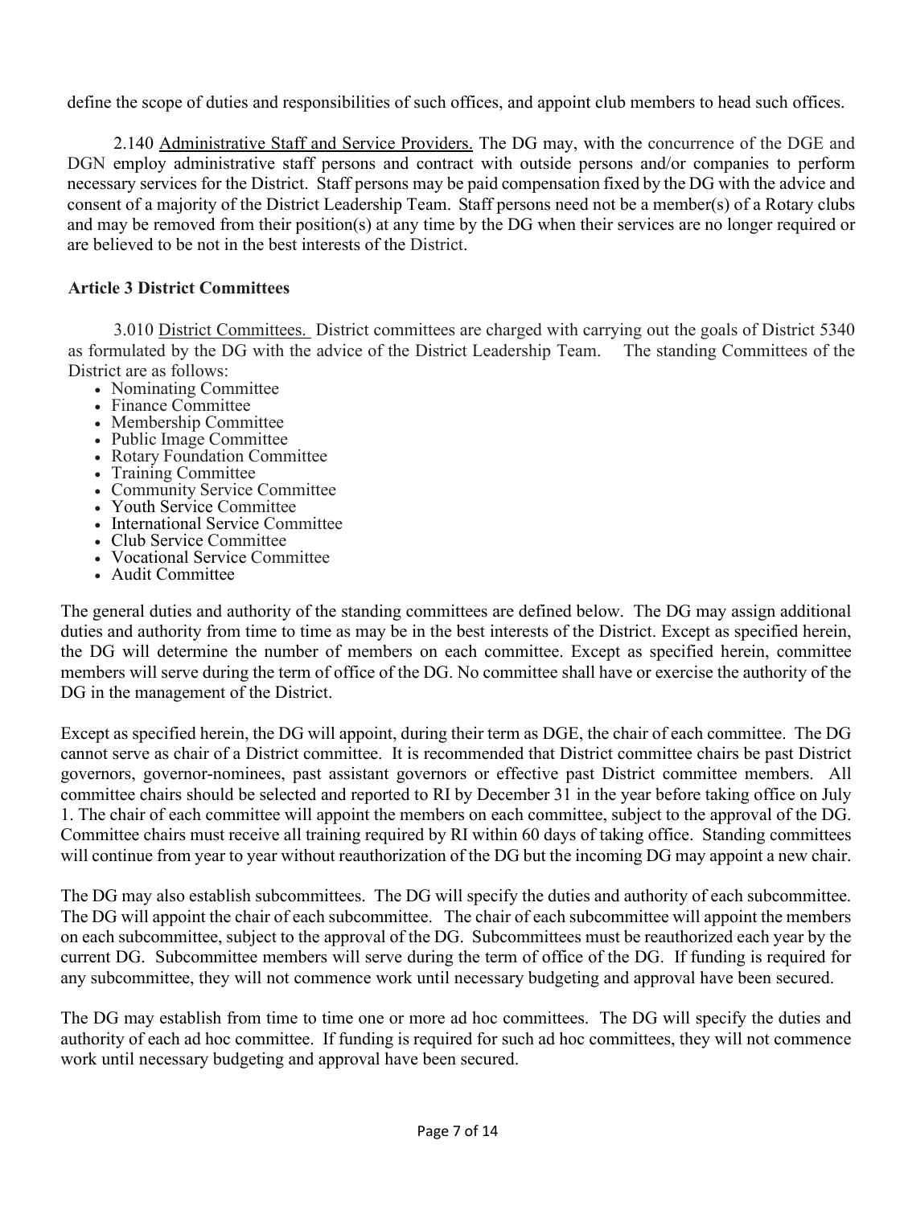define the scope of duties and responsibilities of such offices, and appoint club members to head such offices.

2.140 Administrative Staff and Service Providers. The DG may, with the concurrence of the DGE and DGN employ administrative staff persons and contract with outside persons and/or companies to perform necessary services for the District. Staff persons may be paid compensation fixed by the DG with the advice and consent of a majority of the District Leadership Team. Staff persons need not be a member(s) of a Rotary clubs and may be removed from their position(s) at any time by the DG when their services are no longer required or are believed to be not in the best interests of the District.

**Article 3 District Committees**

3.010 District Committees. District committees are charged with carrying out the goals of District 5340 as formulated by the DG with the advice of the District Leadership Team. The standing Committees of the District are as follows:

- Nominating Committee
- Finance Committee
- Membership Committee
- Public Image Committee
- Rotary Foundation Committee
- Training Committee
- Community Service Committee
- Youth Service Committee
- International Service Committee
- Club Service Committee
- Vocational Service Committee
- Audit Committee

The general duties and authority of the standing committees are defined below. The DG may assign additional duties and authority from time to time as may be in the best interests of the District. Except as specified herein, the DG will determine the number of members on each committee. Except as specified herein, committee members will serve during the term of office of the DG. No committee shall have or exercise the authority of the DG in the management of the District.

Except as specified herein, the DG will appoint, during their term as DGE, the chair of each committee. The DG cannot serve as chair of a District committee. It is recommended that District committee chairs be past District governors, governor-nominees, past assistant governors or effective past District committee members. All committee chairs should be selected and reported to RI by December 31 in the year before taking office on July 1. The chair of each committee will appoint the members on each committee, subject to the approval of the DG. Committee chairs must receive all training required by RI within 60 days of taking office. Standing committees will continue from year to year without reauthorization of the DG but the incoming DG may appoint a new chair.

The DG may also establish subcommittees. The DG will specify the duties and authority of each subcommittee. The DG will appoint the chair of each subcommittee. The chair of each subcommittee will appoint the members on each subcommittee, subject to the approval of the DG. Subcommittees must be reauthorized each year by the current DG. Subcommittee members will serve during the term of office of the DG. If funding is required for any subcommittee, they will not commence work until necessary budgeting and approval have been secured.

The DG may establish from time to time one or more ad hoc committees. The DG will specify the duties and authority of each ad hoc committee. If funding is required for such ad hoc committees, they will not commence work until necessary budgeting and approval have been secured.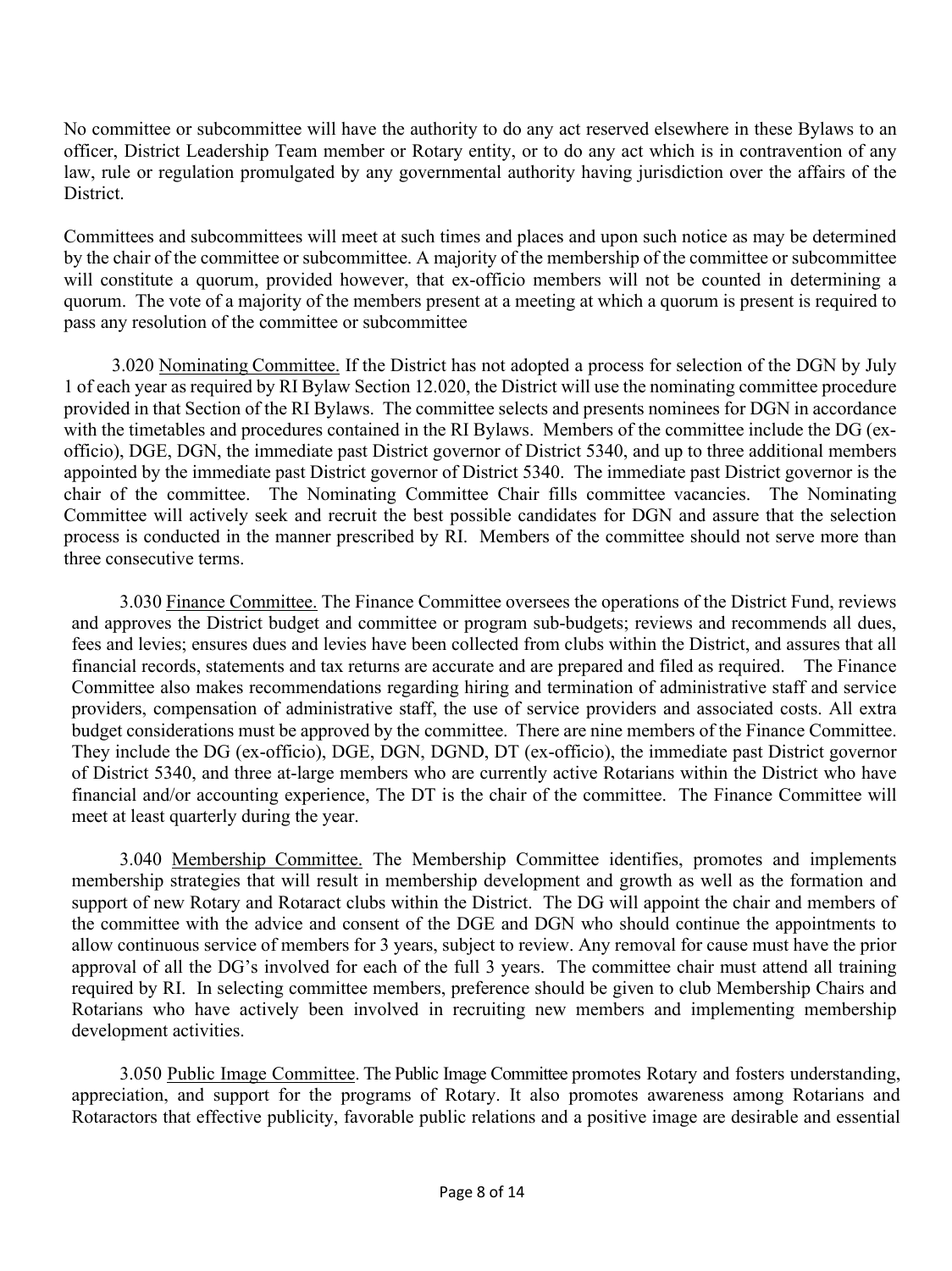No committee or subcommittee will have the authority to do any act reserved elsewhere in these Bylaws to an officer, District Leadership Team member or Rotary entity, or to do any act which is in contravention of any law, rule or regulation promulgated by any governmental authority having jurisdiction over the affairs of the District.

Committees and subcommittees will meet at such times and places and upon such notice as may be determined by the chair of the committee or subcommittee. A majority of the membership of the committee or subcommittee will constitute a quorum, provided however, that ex-officio members will not be counted in determining a quorum. The vote of a majority of the members present at a meeting at which a quorum is present is required to pass any resolution of the committee or subcommittee

3.020 <u>Nominating Committee.</u> If the District has not adopted a process for selection of the DGN by July 1 of each year as required by RI Bylaw Section 12.020, the District will use the nominating committee procedure provided in that Section of the RI Bylaws. The committee selects and presents nominees for DGN in accordance with the timetables and procedures contained in the RI Bylaws. Members of the committee include the DG (ex-officio), DGE, DGN, the immediate past District governor of District 5340, and up to three additional members appointed by the immediate past District governor of District 5340. The immediate past District governor is the chair of the committee. The Nominating Committee Chair fills committee vacancies. The Nominating Committee will actively seek and recruit the best possible candidates for DGN and assure that the selection process is conducted in the manner prescribed by RI. Members of the committee should not serve more than three consecutive terms.

3.030 <u>Finance Committee.</u> The Finance Committee oversees the operations of the District Fund, reviews and approves the District budget and committee or program sub-budgets; reviews and recommends all dues, fees and levies; ensures dues and levies have been collected from clubs within the District, and assures that all financial records, statements and tax returns are accurate and are prepared and filed as required. The Finance Committee also makes recommendations regarding hiring and termination of administrative staff and service providers, compensation of administrative staff, the use of service providers and associated costs. All extra budget considerations must be approved by the committee. There are nine members of the Finance Committee. They include the DG (ex-officio), DGE, DGN, DGND, DT (ex-officio), the immediate past District governor of District 5340, and three at-large members who are currently active Rotarians within the District who have financial and/or accounting experience, The DT is the chair of the committee. The Finance Committee will meet at least quarterly during the year.

3.040 <u>Membership Committee.</u> The Membership Committee identifies, promotes and implements membership strategies that will result in membership development and growth as well as the formation and support of new Rotary and Rotaract clubs within the District. The DG will appoint the chair and members of the committee with the advice and consent of the DGE and DGN who should continue the appointments to allow continuous service of members for 3 years, subject to review. Any removal for cause must have the prior approval of all the DG's involved for each of the full 3 years. The committee chair must attend all training required by RI. In selecting committee members, preference should be given to club Membership Chairs and Rotarians who have actively been involved in recruiting new members and implementing membership development activities.

3.050 <u>Public Image Committee</u>. The Public Image Committee promotes Rotary and fosters understanding, appreciation, and support for the programs of Rotary. It also promotes awareness among Rotarians and Rotaractors that effective publicity, favorable public relations and a positive image are desirable and essential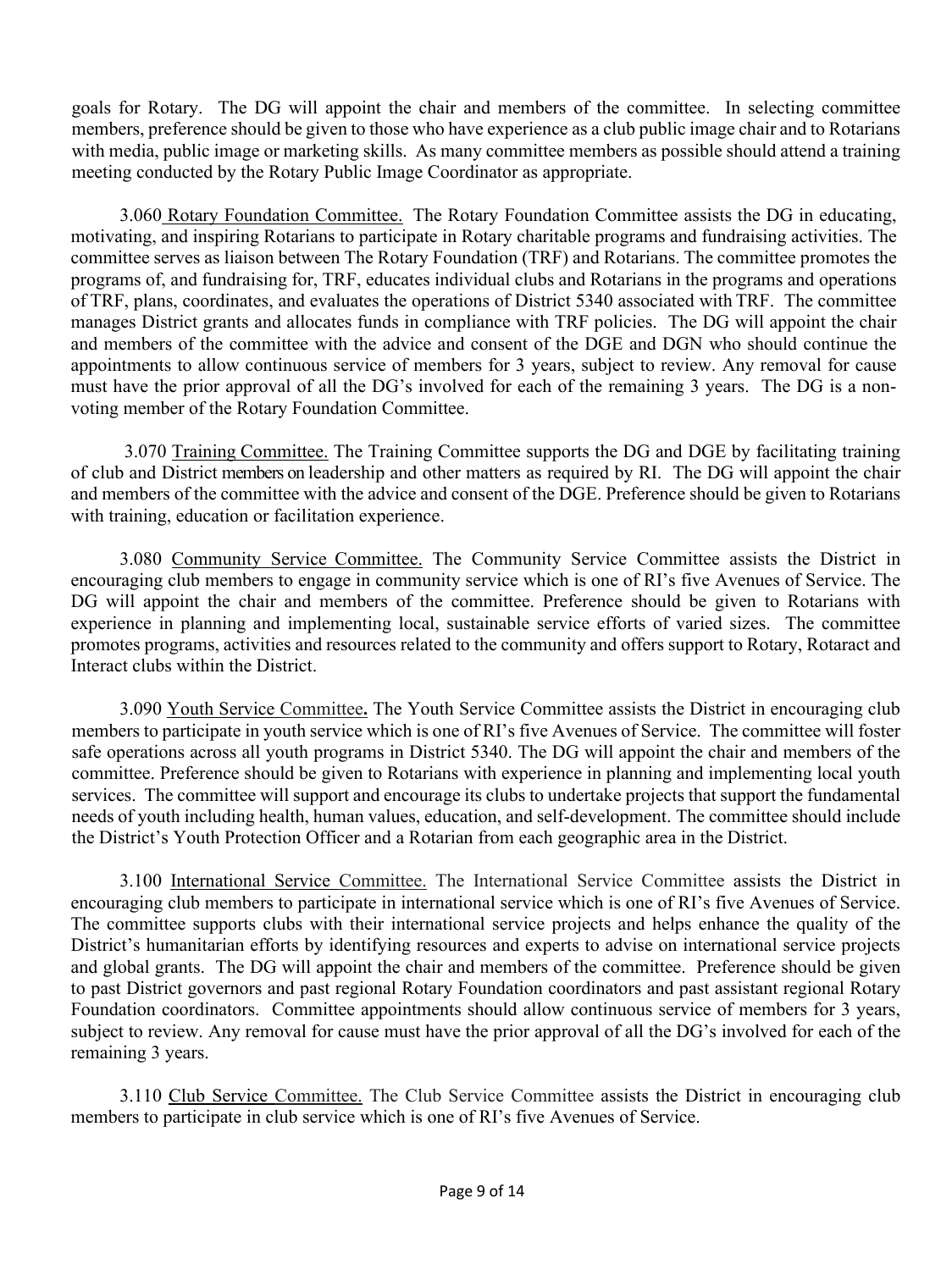goals for Rotary. The DG will appoint the chair and members of the committee. In selecting committee members, preference should be given to those who have experience as a club public image chair and to Rotarians with media, public image or marketing skills. As many committee members as possible should attend a training meeting conducted by the Rotary Public Image Coordinator as appropriate.

3.060 Rotary Foundation Committee. The Rotary Foundation Committee assists the DG in educating, motivating, and inspiring Rotarians to participate in Rotary charitable programs and fundraising activities. The committee serves as liaison between The Rotary Foundation (TRF) and Rotarians. The committee promotes the programs of, and fundraising for, TRF, educates individual clubs and Rotarians in the programs and operations of TRF, plans, coordinates, and evaluates the operations of District 5340 associated with TRF. The committee manages District grants and allocates funds in compliance with TRF policies. The DG will appoint the chair and members of the committee with the advice and consent of the DGE and DGN who should continue the appointments to allow continuous service of members for 3 years, subject to review. Any removal for cause must have the prior approval of all the DG's involved for each of the remaining 3 years. The DG is a non-voting member of the Rotary Foundation Committee.

3.070 Training Committee. The Training Committee supports the DG and DGE by facilitating training of club and District members on leadership and other matters as required by RI. The DG will appoint the chair and members of the committee with the advice and consent of the DGE. Preference should be given to Rotarians with training, education or facilitation experience.

3.080 Community Service Committee. The Community Service Committee assists the District in encouraging club members to engage in community service which is one of RI's five Avenues of Service. The DG will appoint the chair and members of the committee. Preference should be given to Rotarians with experience in planning and implementing local, sustainable service efforts of varied sizes. The committee promotes programs, activities and resources related to the community and offers support to Rotary, Rotaract and Interact clubs within the District.

3.090 Youth Service Committee**.** The Youth Service Committee assists the District in encouraging club members to participate in youth service which is one of RI's five Avenues of Service. The committee will foster safe operations across all youth programs in District 5340. The DG will appoint the chair and members of the committee. Preference should be given to Rotarians with experience in planning and implementing local youth services. The committee will support and encourage its clubs to undertake projects that support the fundamental needs of youth including health, human values, education, and self-development. The committee should include the District's Youth Protection Officer and a Rotarian from each geographic area in the District.

3.100 International Service Committee. The International Service Committee assists the District in encouraging club members to participate in international service which is one of RI's five Avenues of Service. The committee supports clubs with their international service projects and helps enhance the quality of the District's humanitarian efforts by identifying resources and experts to advise on international service projects and global grants. The DG will appoint the chair and members of the committee. Preference should be given to past District governors and past regional Rotary Foundation coordinators and past assistant regional Rotary Foundation coordinators. Committee appointments should allow continuous service of members for 3 years, subject to review. Any removal for cause must have the prior approval of all the DG's involved for each of the remaining 3 years.

3.110 Club Service Committee. The Club Service Committee assists the District in encouraging club members to participate in club service which is one of RI's five Avenues of Service.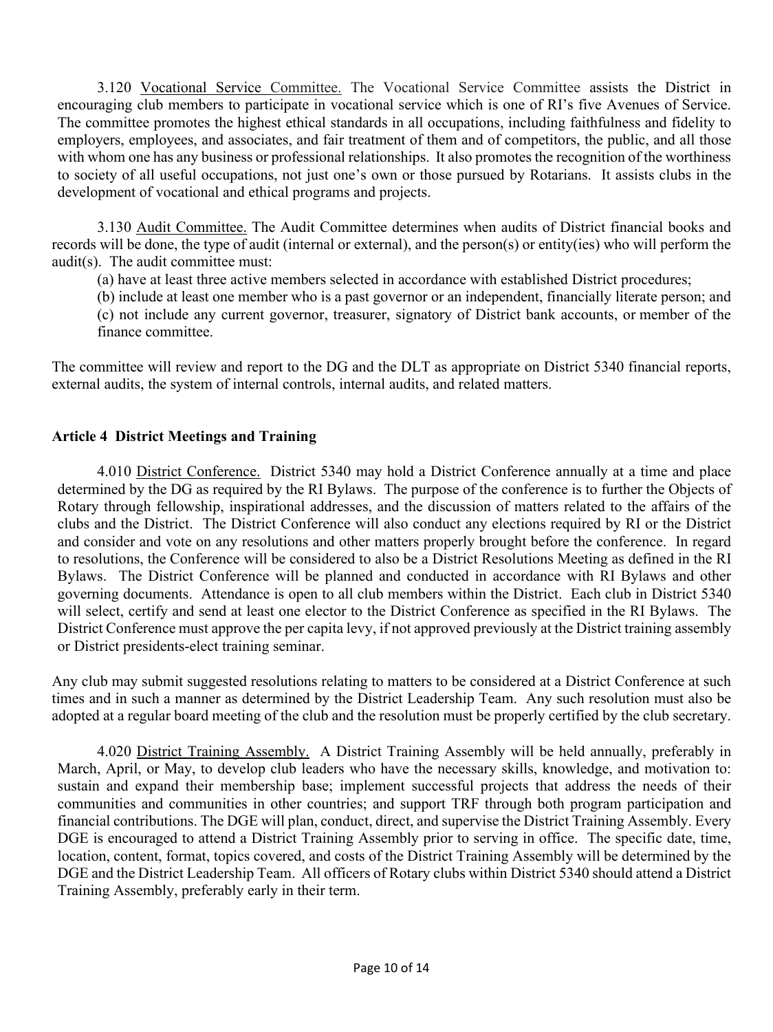3.120 Vocational Service Committee. The Vocational Service Committee assists the District in encouraging club members to participate in vocational service which is one of RI's five Avenues of Service. The committee promotes the highest ethical standards in all occupations, including faithfulness and fidelity to employers, employees, and associates, and fair treatment of them and of competitors, the public, and all those with whom one has any business or professional relationships. It also promotes the recognition of the worthiness to society of all useful occupations, not just one's own or those pursued by Rotarians. It assists clubs in the development of vocational and ethical programs and projects.

3.130 Audit Committee. The Audit Committee determines when audits of District financial books and records will be done, the type of audit (internal or external), and the person(s) or entity(ies) who will perform the audit(s). The audit committee must:

(a) have at least three active members selected in accordance with established District procedures;

(b) include at least one member who is a past governor or an independent, financially literate person; and

(c) not include any current governor, treasurer, signatory of District bank accounts, or member of the finance committee.

The committee will review and report to the DG and the DLT as appropriate on District 5340 financial reports, external audits, the system of internal controls, internal audits, and related matters.

## Article 4 District Meetings and Training

4.010 District Conference. District 5340 may hold a District Conference annually at a time and place determined by the DG as required by the RI Bylaws. The purpose of the conference is to further the Objects of Rotary through fellowship, inspirational addresses, and the discussion of matters related to the affairs of the clubs and the District. The District Conference will also conduct any elections required by RI or the District and consider and vote on any resolutions and other matters properly brought before the conference. In regard to resolutions, the Conference will be considered to also be a District Resolutions Meeting as defined in the RI Bylaws. The District Conference will be planned and conducted in accordance with RI Bylaws and other governing documents. Attendance is open to all club members within the District. Each club in District 5340 will select, certify and send at least one elector to the District Conference as specified in the RI Bylaws. The District Conference must approve the per capita levy, if not approved previously at the District training assembly or District presidents-elect training seminar.

Any club may submit suggested resolutions relating to matters to be considered at a District Conference at such times and in such a manner as determined by the District Leadership Team. Any such resolution must also be adopted at a regular board meeting of the club and the resolution must be properly certified by the club secretary.

4.020 District Training Assembly. A District Training Assembly will be held annually, preferably in March, April, or May, to develop club leaders who have the necessary skills, knowledge, and motivation to: sustain and expand their membership base; implement successful projects that address the needs of their communities and communities in other countries; and support TRF through both program participation and financial contributions. The DGE will plan, conduct, direct, and supervise the District Training Assembly. Every DGE is encouraged to attend a District Training Assembly prior to serving in office. The specific date, time, location, content, format, topics covered, and costs of the District Training Assembly will be determined by the DGE and the District Leadership Team. All officers of Rotary clubs within District 5340 should attend a District Training Assembly, preferably early in their term.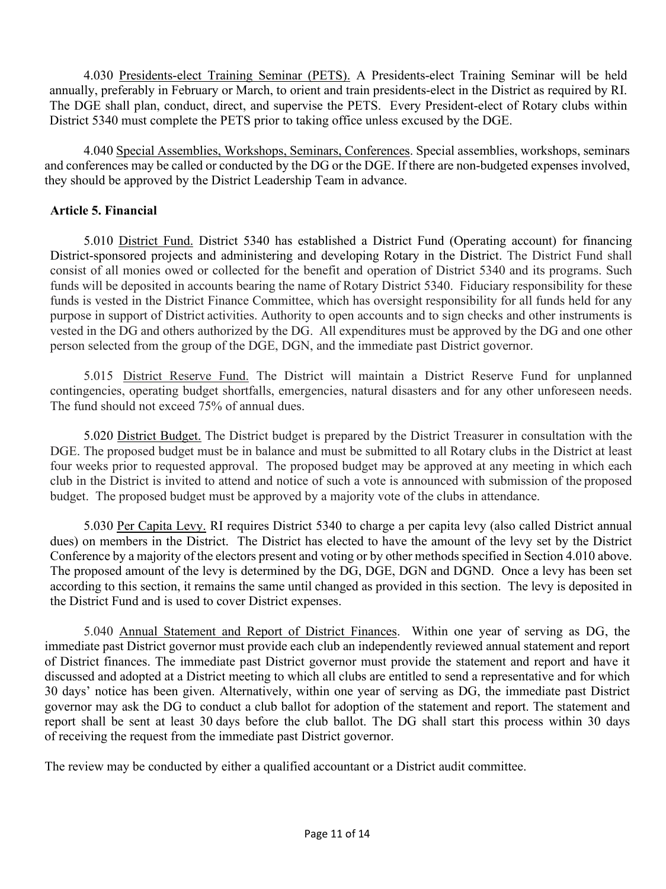4.030 Presidents-elect Training Seminar (PETS). A Presidents-elect Training Seminar will be held annually, preferably in February or March, to orient and train presidents-elect in the District as required by RI. The DGE shall plan, conduct, direct, and supervise the PETS. Every President-elect of Rotary clubs within District 5340 must complete the PETS prior to taking office unless excused by the DGE.

4.040 Special Assemblies, Workshops, Seminars, Conferences. Special assemblies, workshops, seminars and conferences may be called or conducted by the DG or the DGE. If there are non-budgeted expenses involved, they should be approved by the District Leadership Team in advance.

**Article 5. Financial**

5.010 District Fund. District 5340 has established a District Fund (Operating account) for financing District-sponsored projects and administering and developing Rotary in the District. The District Fund shall consist of all monies owed or collected for the benefit and operation of District 5340 and its programs. Such funds will be deposited in accounts bearing the name of Rotary District 5340. Fiduciary responsibility for these funds is vested in the District Finance Committee, which has oversight responsibility for all funds held for any purpose in support of District activities. Authority to open accounts and to sign checks and other instruments is vested in the DG and others authorized by the DG. All expenditures must be approved by the DG and one other person selected from the group of the DGE, DGN, and the immediate past District governor.

5.015 District Reserve Fund. The District will maintain a District Reserve Fund for unplanned contingencies, operating budget shortfalls, emergencies, natural disasters and for any other unforeseen needs. The fund should not exceed 75% of annual dues.

5.020 District Budget. The District budget is prepared by the District Treasurer in consultation with the DGE. The proposed budget must be in balance and must be submitted to all Rotary clubs in the District at least four weeks prior to requested approval. The proposed budget may be approved at any meeting in which each club in the District is invited to attend and notice of such a vote is announced with submission of the proposed budget. The proposed budget must be approved by a majority vote of the clubs in attendance.

5.030 Per Capita Levy. RI requires District 5340 to charge a per capita levy (also called District annual dues) on members in the District. The District has elected to have the amount of the levy set by the District Conference by a majority of the electors present and voting or by other methods specified in Section 4.010 above. The proposed amount of the levy is determined by the DG, DGE, DGN and DGND. Once a levy has been set according to this section, it remains the same until changed as provided in this section. The levy is deposited in the District Fund and is used to cover District expenses.

5.040 Annual Statement and Report of District Finances. Within one year of serving as DG, the immediate past District governor must provide each club an independently reviewed annual statement and report of District finances. The immediate past District governor must provide the statement and report and have it discussed and adopted at a District meeting to which all clubs are entitled to send a representative and for which 30 days' notice has been given. Alternatively, within one year of serving as DG, the immediate past District governor may ask the DG to conduct a club ballot for adoption of the statement and report. The statement and report shall be sent at least 30 days before the club ballot. The DG shall start this process within 30 days of receiving the request from the immediate past District governor.

The review may be conducted by either a qualified accountant or a District audit committee.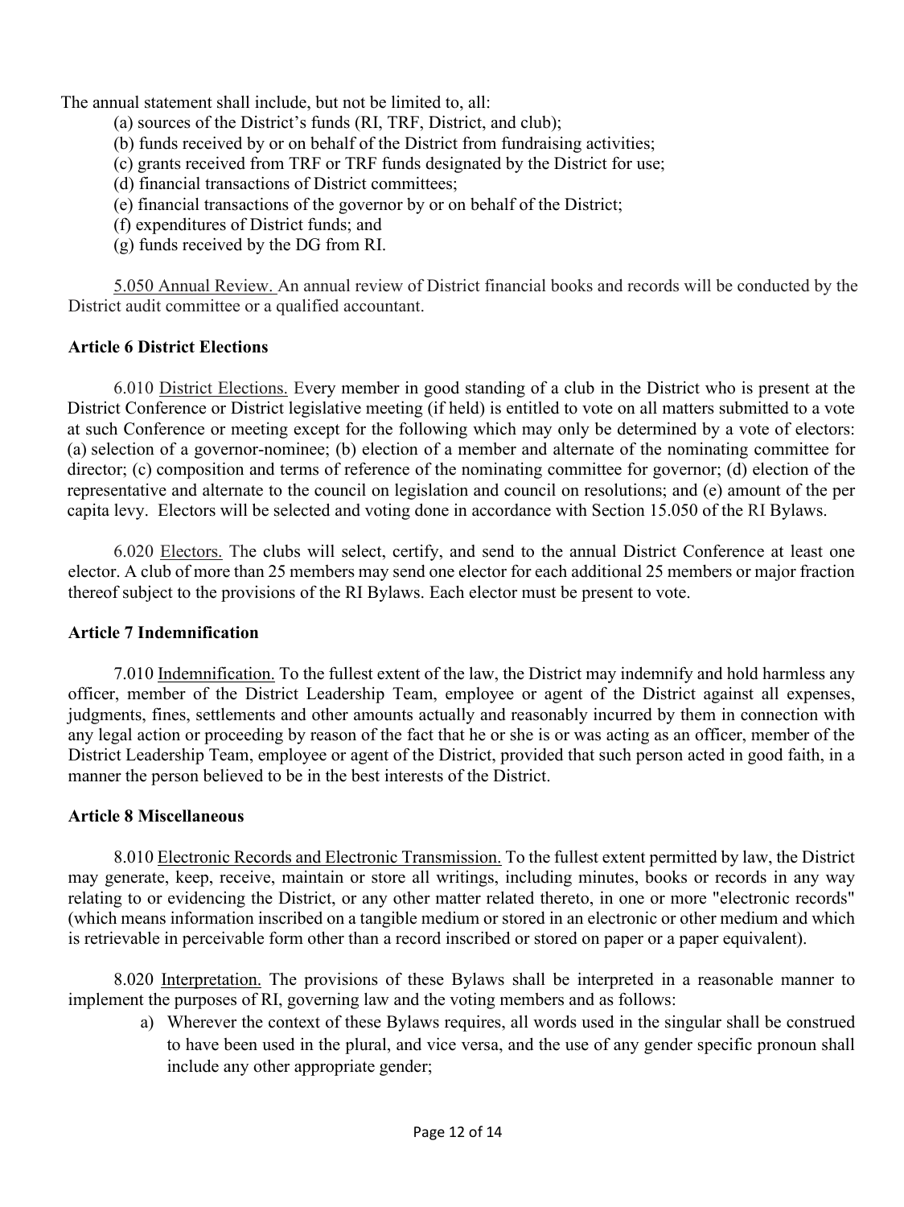The annual statement shall include, but not be limited to, all:

(a) sources of the District's funds (RI, TRF, District, and club);
(b) funds received by or on behalf of the District from fundraising activities;
(c) grants received from TRF or TRF funds designated by the District for use;
(d) financial transactions of District committees;
(e) financial transactions of the governor by or on behalf of the District;
(f) expenditures of District funds; and
(g) funds received by the DG from RI.

5.050 Annual Review. An annual review of District financial books and records will be conducted by the District audit committee or a qualified accountant.

**Article 6 District Elections**

6.010 District Elections. Every member in good standing of a club in the District who is present at the District Conference or District legislative meeting (if held) is entitled to vote on all matters submitted to a vote at such Conference or meeting except for the following which may only be determined by a vote of electors: (a) selection of a governor-nominee; (b) election of a member and alternate of the nominating committee for director; (c) composition and terms of reference of the nominating committee for governor; (d) election of the representative and alternate to the council on legislation and council on resolutions; and (e) amount of the per capita levy. Electors will be selected and voting done in accordance with Section 15.050 of the RI Bylaws.

6.020 Electors. The clubs will select, certify, and send to the annual District Conference at least one elector. A club of more than 25 members may send one elector for each additional 25 members or major fraction thereof subject to the provisions of the RI Bylaws. Each elector must be present to vote.

**Article 7 Indemnification**

7.010 Indemnification. To the fullest extent of the law, the District may indemnify and hold harmless any officer, member of the District Leadership Team, employee or agent of the District against all expenses, judgments, fines, settlements and other amounts actually and reasonably incurred by them in connection with any legal action or proceeding by reason of the fact that he or she is or was acting as an officer, member of the District Leadership Team, employee or agent of the District, provided that such person acted in good faith, in a manner the person believed to be in the best interests of the District.

**Article 8 Miscellaneous**

8.010 Electronic Records and Electronic Transmission. To the fullest extent permitted by law, the District may generate, keep, receive, maintain or store all writings, including minutes, books or records in any way relating to or evidencing the District, or any other matter related thereto, in one or more "electronic records" (which means information inscribed on a tangible medium or stored in an electronic or other medium and which is retrievable in perceivable form other than a record inscribed or stored on paper or a paper equivalent).

8.020 Interpretation. The provisions of these Bylaws shall be interpreted in a reasonable manner to implement the purposes of RI, governing law and the voting members and as follows:

a) Wherever the context of these Bylaws requires, all words used in the singular shall be construed to have been used in the plural, and vice versa, and the use of any gender specific pronoun shall include any other appropriate gender;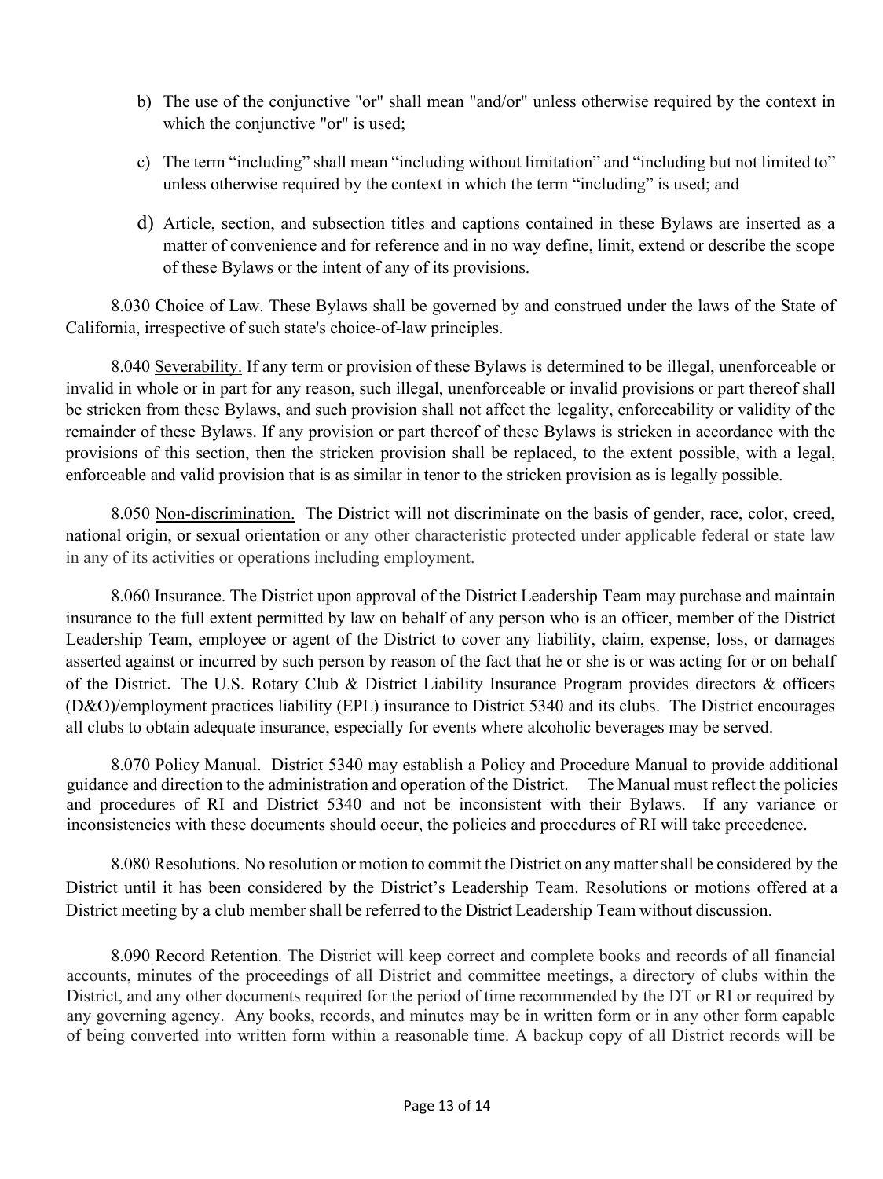b) The use of the conjunctive "or" shall mean "and/or" unless otherwise required by the context in which the conjunctive "or" is used;

c) The term "including" shall mean "including without limitation" and "including but not limited to" unless otherwise required by the context in which the term "including" is used; and

d) Article, section, and subsection titles and captions contained in these Bylaws are inserted as a matter of convenience and for reference and in no way define, limit, extend or describe the scope of these Bylaws or the intent of any of its provisions.

8.030 Choice of Law. These Bylaws shall be governed by and construed under the laws of the State of California, irrespective of such state's choice-of-law principles.

8.040 Severability. If any term or provision of these Bylaws is determined to be illegal, unenforceable or invalid in whole or in part for any reason, such illegal, unenforceable or invalid provisions or part thereof shall be stricken from these Bylaws, and such provision shall not affect the legality, enforceability or validity of the remainder of these Bylaws. If any provision or part thereof of these Bylaws is stricken in accordance with the provisions of this section, then the stricken provision shall be replaced, to the extent possible, with a legal, enforceable and valid provision that is as similar in tenor to the stricken provision as is legally possible.

8.050 Non-discrimination. The District will not discriminate on the basis of gender, race, color, creed, national origin, or sexual orientation or any other characteristic protected under applicable federal or state law in any of its activities or operations including employment.

8.060 Insurance. The District upon approval of the District Leadership Team may purchase and maintain insurance to the full extent permitted by law on behalf of any person who is an officer, member of the District Leadership Team, employee or agent of the District to cover any liability, claim, expense, loss, or damages asserted against or incurred by such person by reason of the fact that he or she is or was acting for or on behalf of the District. The U.S. Rotary Club & District Liability Insurance Program provides directors & officers (D&O)/employment practices liability (EPL) insurance to District 5340 and its clubs. The District encourages all clubs to obtain adequate insurance, especially for events where alcoholic beverages may be served.

8.070 Policy Manual. District 5340 may establish a Policy and Procedure Manual to provide additional guidance and direction to the administration and operation of the District. The Manual must reflect the policies and procedures of RI and District 5340 and not be inconsistent with their Bylaws. If any variance or inconsistencies with these documents should occur, the policies and procedures of RI will take precedence.

8.080 Resolutions. No resolution or motion to commit the District on any matter shall be considered by the District until it has been considered by the District's Leadership Team. Resolutions or motions offered at a District meeting by a club member shall be referred to the District Leadership Team without discussion.

8.090 Record Retention. The District will keep correct and complete books and records of all financial accounts, minutes of the proceedings of all District and committee meetings, a directory of clubs within the District, and any other documents required for the period of time recommended by the DT or RI or required by any governing agency. Any books, records, and minutes may be in written form or in any other form capable of being converted into written form within a reasonable time. A backup copy of all District records will be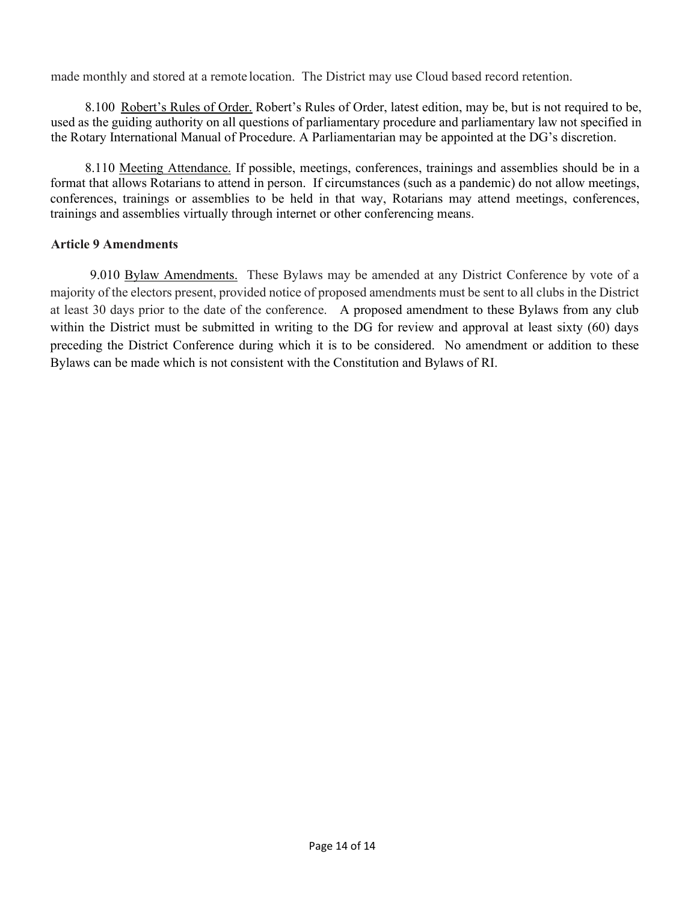made monthly and stored at a remote location. The District may use Cloud based record retention.

8.100 Robert's Rules of Order. Robert's Rules of Order, latest edition, may be, but is not required to be, used as the guiding authority on all questions of parliamentary procedure and parliamentary law not specified in the Rotary International Manual of Procedure. A Parliamentarian may be appointed at the DG's discretion.

8.110 Meeting Attendance. If possible, meetings, conferences, trainings and assemblies should be in a format that allows Rotarians to attend in person. If circumstances (such as a pandemic) do not allow meetings, conferences, trainings or assemblies to be held in that way, Rotarians may attend meetings, conferences, trainings and assemblies virtually through internet or other conferencing means.

**Article 9 Amendments**

9.010 Bylaw Amendments. These Bylaws may be amended at any District Conference by vote of a majority of the electors present, provided notice of proposed amendments must be sent to all clubs in the District at least 30 days prior to the date of the conference. A proposed amendment to these Bylaws from any club within the District must be submitted in writing to the DG for review and approval at least sixty (60) days preceding the District Conference during which it is to be considered. No amendment or addition to these Bylaws can be made which is not consistent with the Constitution and Bylaws of RI.